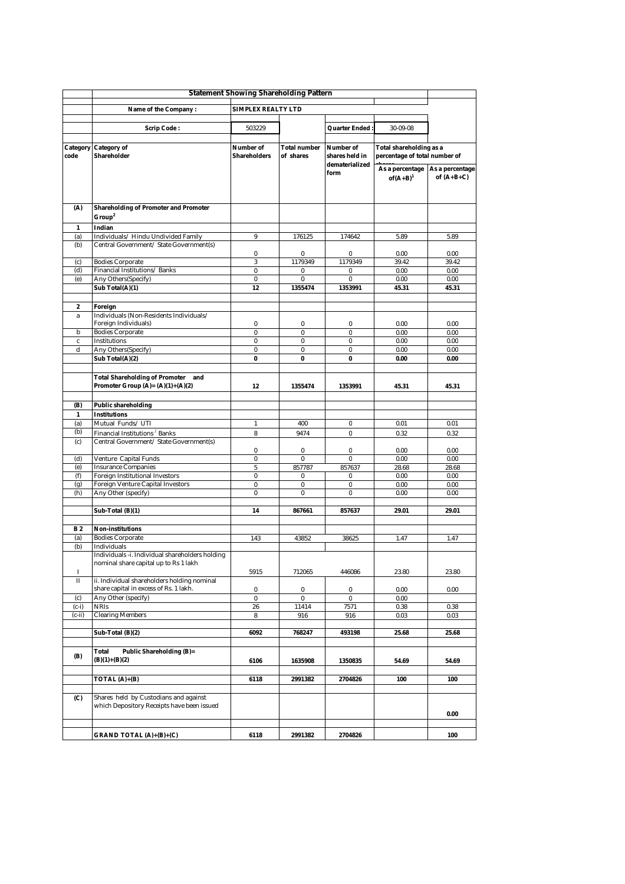## Statement Showing Shareholding Pattern

| | | | | | | |
|---|---|---|---|---|---|---|
| | **Name of the Company :** | **SIMPLEX REALTY LTD** | | | | |
| | **Scrip Code :** | 503229 | | **Quarter Ended :** | 30-09-08 | |

| Category code | Category of Shareholder | Number of Shareholders | Total number of shares | Number of shares held in dematerialized form | Total shareholding as a percentage of total number of shares | |
|---|---|---|---|---|---|---|
| | | | | | As a percentage of(A+B)[1] | As a percentage of (A+B+C) |
| **(A)** | **Shareholding of Promoter and Promoter Group[2]** | | | | | |
| **1** | **Indian** | | | | | |
| (a) | Individuals/ Hindu Undivided Family | 9 | 176125 | 174642 | 5.89 | 5.89 |
| (b) | Central Government/ State Government(s) | 0 | 0 | 0 | 0.00 | 0.00 |
| (c) | Bodies Corporate | 3 | 1179349 | 1179349 | 39.42 | 39.42 |
| (d) | Financial Institutions/ Banks | 0 | 0 | 0 | 0.00 | 0.00 |
| (e) | Any Others(Specify) | 0 | 0 | 0 | 0.00 | 0.00 |
| | **Sub Total(A)(1)** | **12** | **1355474** | **1353991** | **45.31** | **45.31** |
| **2** | **Foreign** | | | | | |
| a | Individuals (Non-Residents Individuals/ Foreign Individuals) | 0 | 0 | 0 | 0.00 | 0.00 |
| b | Bodies Corporate | 0 | 0 | 0 | 0.00 | 0.00 |
| c | Institutions | 0 | 0 | 0 | 0.00 | 0.00 |
| d | Any Others(Specify) | 0 | 0 | 0 | 0.00 | 0.00 |
| | **Sub Total(A)(2)** | **0** | **0** | **0** | **0.00** | **0.00** |
| | **Total Shareholding of Promoter and Promoter Group (A)= (A)(1)+(A)(2)** | **12** | **1355474** | **1353991** | **45.31** | **45.31** |
| **(B)** | **Public shareholding** | | | | | |
| **1** | **Institutions** | | | | | |
| (a) | Mutual Funds/ UTI | 1 | 400 | 0 | 0.01 | 0.01 |
| (b) | Financial Institutions / Banks | 8 | 9474 | 0 | 0.32 | 0.32 |
| (c) | Central Government/ State Government(s) | 0 | 0 | 0 | 0.00 | 0.00 |
| (d) | Venture Capital Funds | 0 | 0 | 0 | 0.00 | 0.00 |
| (e) | Insurance Companies | 5 | 857787 | 857637 | 28.68 | 28.68 |
| (f) | Foreign Institutional Investors | 0 | 0 | 0 | 0.00 | 0.00 |
| (g) | Foreign Venture Capital Investors | 0 | 0 | 0 | 0.00 | 0.00 |
| (h) | Any Other (specify) | 0 | 0 | 0 | 0.00 | 0.00 |
| | **Sub-Total (B)(1)** | **14** | **867661** | **857637** | **29.01** | **29.01** |
| **B 2** | **Non-institutions** | | | | | |
| (a) | Bodies Corporate | 143 | 43852 | 38625 | 1.47 | 1.47 |
| (b) | Individuals | | | | | |
| I | Individuals -i. Individual shareholders holding nominal share capital up to Rs 1 lakh | 5915 | 712065 | 446086 | 23.80 | 23.80 |
| II | ii. Individual shareholders holding nominal share capital in excess of Rs. 1 lakh. | 0 | 0 | 0 | 0.00 | 0.00 |
| (c) | Any Other (specify) | 0 | 0 | 0 | 0.00 | |
| (c-i) | NRIs | 26 | 11414 | 7571 | 0.38 | 0.38 |
| (c-ii) | Clearing Members | 8 | 916 | 916 | 0.03 | 0.03 |
| | **Sub-Total (B)(2)** | **6092** | **768247** | **493198** | **25.68** | **25.68** |
| **(B)** | **Total Public Shareholding (B)= (B)(1)+(B)(2)** | **6106** | **1635908** | **1350835** | **54.69** | **54.69** |
| | **TOTAL (A)+(B)** | **6118** | **2991382** | **2704826** | **100** | **100** |
| **(C)** | Shares held by Custodians and against which Depository Receipts have been issued | | | | | **0.00** |
| | **GRAND TOTAL (A)+(B)+(C)** | **6118** | **2991382** | **2704826** | | **100** |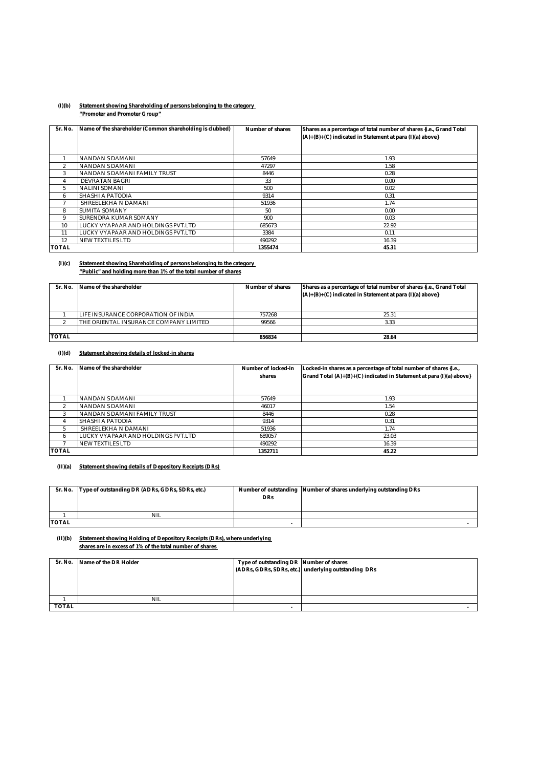**(I)(b) Statement showing Shareholding of persons belonging to the category "Promoter and Promoter Group"**

| Sr. No. | Name of the shareholder (Common shareholding is clubbed) | Number of shares | Shares as a percentage of total number of shares {i.e., Grand Total (A)+(B)+(C) indicated in Statement at para (I)(a) above} |
|---|---|---|---|
| 1 | NANDAN S DAMANI | 57649 | 1.93 |
| 2 | NANDAN S DAMANI | 47297 | 1.58 |
| 3 | NANDAN S DAMANI FAMILY TRUST | 8446 | 0.28 |
| 4 | DEVRATAN BAGRI | 33 | 0.00 |
| 5 | NALINI SOMANI | 500 | 0.02 |
| 6 | SHASHI A PATODIA | 9314 | 0.31 |
| 7 | SHREELEKHA N DAMANI | 51936 | 1.74 |
| 8 | SUMITA SOMANY | 50 | 0.00 |
| 9 | SURENDRA KUMAR SOMANY | 900 | 0.03 |
| 10 | LUCKY VYAPAAR AND HOLDINGS PVT.LTD | 685673 | 22.92 |
| 11 | LUCKY VYAPAAR AND HOLDINGS PVT.LTD | 3384 | 0.11 |
| 12 | NEW TEXTILES LTD | 490292 | 16.39 |
| **TOTAL** | | **1355474** | **45.31** |

**(I)(c) Statement showing Shareholding of persons belonging to the category "Public" and holding more than 1% of the total number of shares**

| Sr. No. | Name of the shareholder | Number of shares | Shares as a percentage of total number of shares {i.e., Grand Total (A)+(B)+(C) indicated in Statement at para (I)(a) above} |
|---|---|---|---|
| 1 | LIFE INSURANCE CORPORATION OF INDIA | 757268 | 25.31 |
| 2 | THE ORIENTAL INSURANCE COMPANY LIMITED | 99566 | 3.33 |
| | | | |
| **TOTAL** | | **856834** | **28.64** |

**(I)(d) Statement showing details of locked-in shares**

| Sr. No. | Name of the shareholder | Number of locked-in shares | Locked-in shares as a percentage of total number of shares {i.e., Grand Total (A)+(B)+(C) indicated in Statement at para (I)(a) above} |
|---|---|---|---|
| 1 | NANDAN S DAMANI | 57649 | 1.93 |
| 2 | NANDAN S DAMANI | 46017 | 1.54 |
| 3 | NANDAN S DAMANI FAMILY TRUST | 8446 | 0.28 |
| 4 | SHASHI A PATODIA | 9314 | 0.31 |
| 5 | SHREELEKHA N DAMANI | 51936 | 1.74 |
| 6 | LUCKY VYAPAAR AND HOLDINGS PVT.LTD | 689057 | 23.03 |
| 7 | NEW TEXTILES LTD | 490292 | 16.39 |
| **TOTAL** | | **1352711** | **45.22** |

**(II)(a) Statement showing details of Depository Receipts (DRs)**

| Sr. No. | Type of outstanding DR (ADRs, GDRs, SDRs, etc.) | Number of outstanding DRs | Number of shares underlying outstanding DRs |
|---|---|---|---|
| 1 | NIL | | |
| **TOTAL** | | - | - |

**(II)(b) Statement showing Holding of Depository Receipts (DRs), where underlying shares are in excess of 1% of the total number of shares**

| Sr. No. | Name of the DR Holder | Type of outstanding DR (ADRs, GDRs, SDRs, etc.) | Number of shares underlying outstanding DRs |
|---|---|---|---|
| 1 | NIL | | |
| **TOTAL** | | - | - |